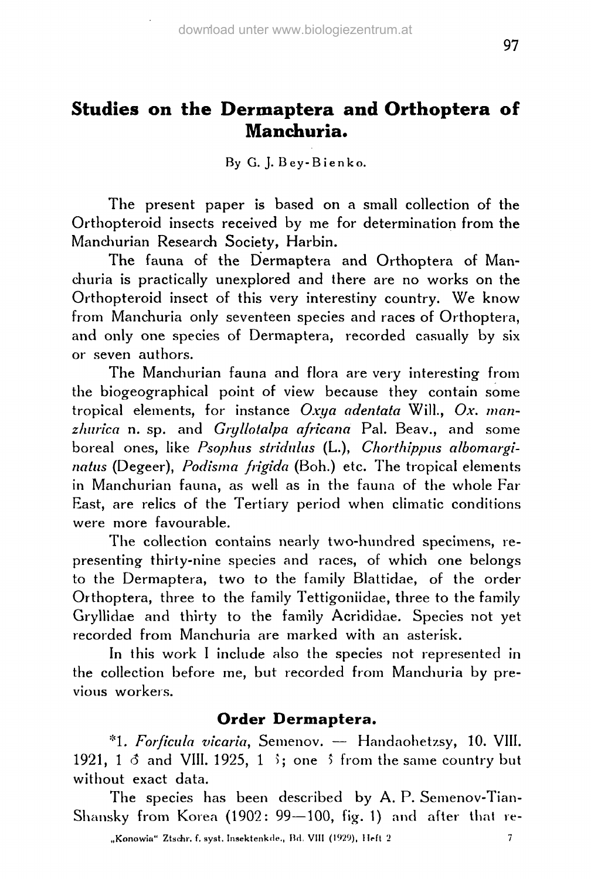# Studies on the Dermaptera and Orthoptera of Manchuria.

By G. J. Bey-Bienko.

The present paper is based on a small collection of the Orthopteroid insects received by me for determination from the Manchurian Research Society, Harbin.

The fauna of the Dermaptera and Orthoptera of Manchuria is practically unexplored and there are no works on the Orthopteroid insect of this very interestiny country. We know from Manchuria only seventeen species and races of Orthoptera, and only one species of Dermaptera, recorded casually by six or seven authors.

The Manchurian fauna and flora are very interesting from the biogeographical point of view because they contain some tropical elements, for instance *Oxya adentata* Will., *Ox. manzhurica* n. sp. and *Gryllotalpa africana* Pal. Beav., and some boreal ones, like *Psophus stridulus* (L.), *Chorthippus albomarginatus* (Degeer), *Podisma frigida* (Boh.) etc. The tropical elements in Manchurian fauna, as well as in the fauna of the whole Far East, are relics of the Tertiary period when climatic conditions were more favourable.

The collection contains nearly two-hundred specimens, representing thirty-nine species and races, of which one belongs to the Dermaptera, two to the family Blattidae, of the order Orthoptera, three to the family Tettigoniidae, three to the family Gryllidae and thirty to the family Acrididae. Species not yet recorded from Manchuria are marked with an asterisk.

In this work I include also the species not represented in the collection before me, but recorded from Manchuria by previous workers.

## Order Dermaptera.

*1. *Forficula vicaria*, Semenov. — Handaohetzsy, 10. VIII. 1921, 1 ♂ and VIII. 1925, 1 ♀; one ♀ from the same country but without exact data.

The species has been described by A. P. Semenov-Tian-Shansky from Korea (1902: 99—100, fig. 1) and after that re-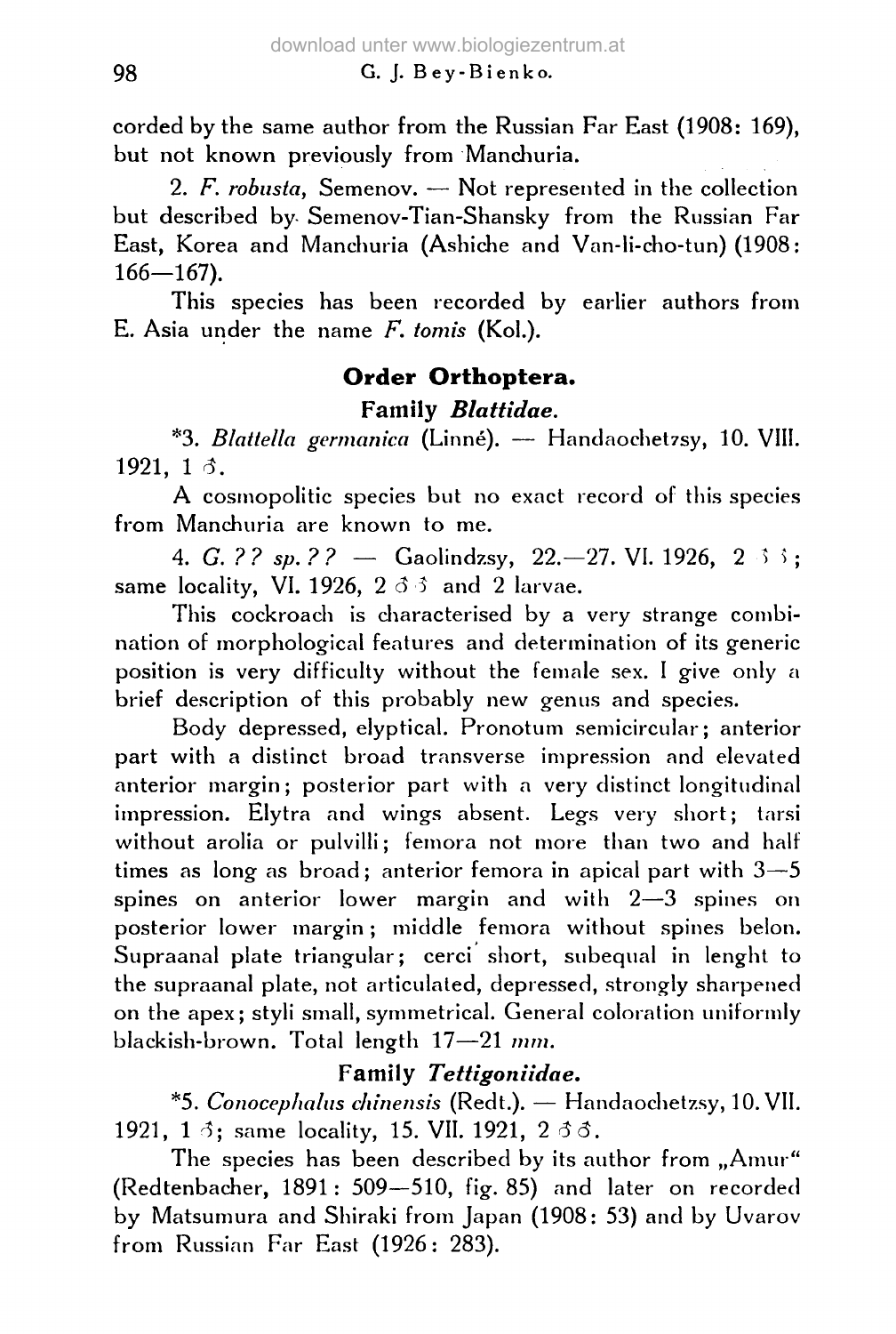corded by the same author from the Russian Far East (1908: 169), but not known previously from Manchuria.

2. *F. robusta*, Semenov. — Not represented in the collection but described by Semenov-Tian-Shansky from the Russian Far East, Korea and Manchuria (Ashiche and Van-li-cho-tun) (1908: 166—167).

This species has been recorded by earlier authors from E. Asia under the name *F. tomis* (Kol.).

## Order Orthoptera.

### Family *Blattidae*.

*3. *Blattella germanica* (Linné). — Handaochetzsy, 10. VIII. 1921, 1 ♂.

A cosmopolitic species but no exact record of this species from Manchuria are known to me.

4. *G. ?? sp. ??* — Gaolindzsy, 22.—27. VI. 1926, 2 ♂♂; same locality, VI. 1926, 2 ♂♂ and 2 larvae.

This cockroach is characterised by a very strange combination of morphological features and determination of its generic position is very difficulty without the female sex. I give only a brief description of this probably new genus and species.

Body depressed, elyptical. Pronotum semicircular; anterior part with a distinct broad transverse impression and elevated anterior margin; posterior part with a very distinct longitudinal impression. Elytra and wings absent. Legs very short; tarsi without arolia or pulvilli; femora not more than two and half times as long as broad; anterior femora in apical part with 3—5 spines on anterior lower margin and with 2—3 spines on posterior lower margin; middle femora without spines belon. Supraanal plate triangular; cerci short, subequal in lenght to the supraanal plate, not articulated, depressed, strongly sharpened on the apex; styli small, symmetrical. General coloration uniformly blackish-brown. Total length 17—21 *mm*.

### Family *Tettigoniidae*.

*5. *Conocephalus chinensis* (Redt.). — Handaochetzsy, 10. VII. 1921, 1 ♂; same locality, 15. VII. 1921, 2 ♂♂.

The species has been described by its author from „Amur" (Redtenbacher, 1891: 509—510, fig. 85) and later on recorded by Matsumura and Shiraki from Japan (1908: 53) and by Uvarov from Russian Far East (1926: 283).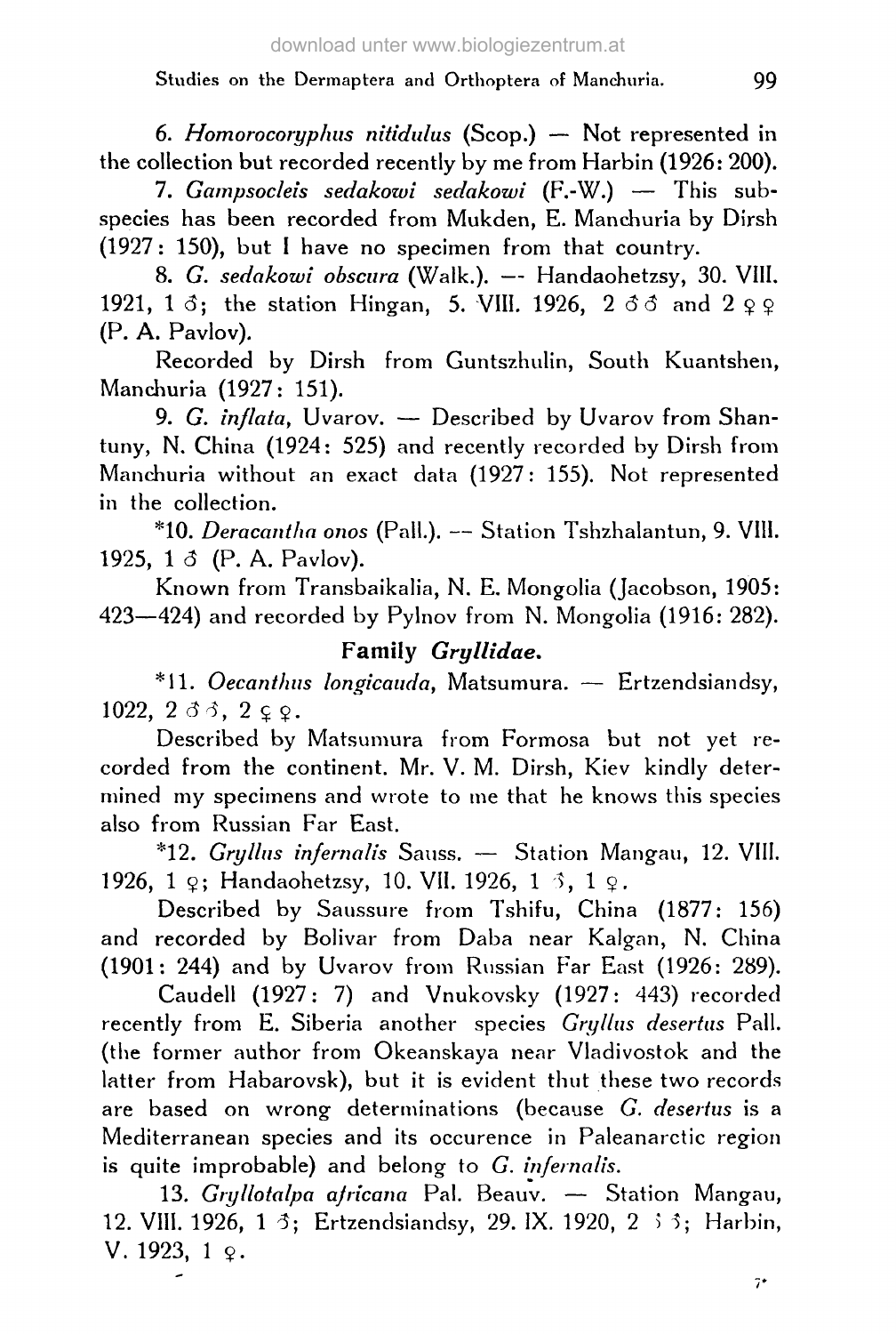6. *Homorocoryphus nitidulus* (Scop.) — Not represented in the collection but recorded recently by me from Harbin (1926: 200).

7. *Gampsocleis sedakowi sedakowi* (F.-W.) — This subspecies has been recorded from Mukden, E. Manchuria by Dirsh (1927: 150), but I have no specimen from that country.

8. *G. sedakowi obscura* (Walk.). — Handaohetzsy, 30. VIII. 1921, 1 ♂; the station Hingan, 5. VIII. 1926, 2 ♂♂ and 2 ♀♀ (P. A. Pavlov).

Recorded by Dirsh from Guntszhulin, South Kuantshen, Manchuria (1927: 151).

9. *G. inflata*, Uvarov. — Described by Uvarov from Shantuny, N. China (1924: 525) and recently recorded by Dirsh from Manchuria without an exact data (1927: 155). Not represented in the collection.

*10. *Deracantha onos* (Pall.). — Station Tshzhalantun, 9. VIII. 1925, 1 ♂ (P. A. Pavlov).

Known from Transbaikalia, N. E. Mongolia (Jacobson, 1905: 423—424) and recorded by Pylnov from N. Mongolia (1916: 282).

## Family *Gryllidae*.

*11. *Oecanthus longicauda*, Matsumura. — Ertzendsiandsy, 1022, 2 ♂♂, 2 ♀♀.

Described by Matsumura from Formosa but not yet recorded from the continent. Mr. V. M. Dirsh, Kiev kindly determined my specimens and wrote to me that he knows this species also from Russian Far East.

*12. *Gryllus infernalis* Sauss. — Station Mangau, 12. VIII. 1926, 1 ♀; Handaohetzsy, 10. VII. 1926, 1 ♂, 1 ♀.

Described by Saussure from Tshifu, China (1877: 156) and recorded by Bolivar from Daba near Kalgan, N. China (1901: 244) and by Uvarov from Russian Far East (1926: 289).

Caudell (1927: 7) and Vnukovsky (1927: 443) recorded recently from E. Siberia another species *Gryllus desertus* Pall. (the former author from Okeanskaya near Vladivostok and the latter from Habarovsk), but it is evident thut these two records are based on wrong determinations (because *G. desertus* is a Mediterranean species and its occurence in Paleanarctic region is quite improbable) and belong to *G. infernalis.*

13. *Gryllotalpa africana* Pal. Beauv. — Station Mangau, 12. VIII. 1926, 1 ♂; Ertzendsiandsy, 29. IX. 1920, 2 ♂♂; Harbin, V. 1923, 1 ♀.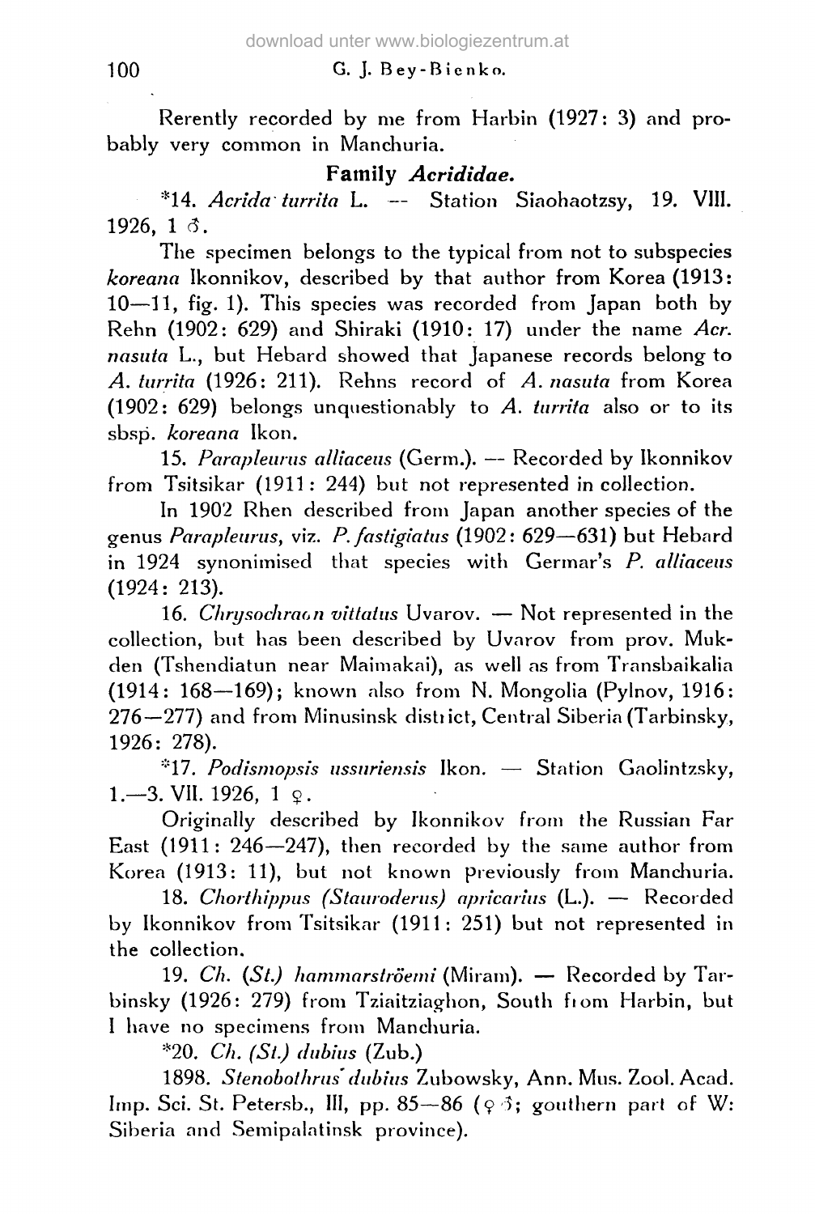Rerently recorded by me from Harbin (1927: 3) and probably very common in Manchuria.

### Family *Acrididae*.

*14. *Acrida turrita* L. — Station Siaohaotzsy, 19. VIII. 1926, 1 ♂.

The specimen belongs to the typical from not to subspecies *koreana* Ikonnikov, described by that author from Korea (1913: 10—11, fig. 1). This species was recorded from Japan both by Rehn (1902: 629) and Shiraki (1910: 17) under the name *Acr. nasuta* L., but Hebard showed that Japanese records belong to *A. turrita* (1926: 211). Rehns record of *A. nasuta* from Korea (1902: 629) belongs unquestionably to *A. turrita* also or to its sbsp. *koreana* Ikon.

15. *Parapleurus alliaceus* (Germ.). — Recorded by Ikonnikov from Tsitsikar (1911: 244) but not represented in collection.

In 1902 Rhen described from Japan another species of the genus *Parapleurus*, viz. *P. fastigiatus* (1902: 629—631) but Hebard in 1924 synonimised that species with Germar's *P. alliaceus* (1924: 213).

16. *Chrysochraon vittatus* Uvarov. — Not represented in the collection, but has been described by Uvarov from prov. Mukden (Tshendiatun near Maimakai), as well as from Transbaikalia (1914: 168—169); known also from N. Mongolia (Pylnov, 1916: 276—277) and from Minusinsk district, Central Siberia (Tarbinsky, 1926: 278).

*17. *Podismopsis ussuriensis* Ikon. — Station Gaolintzsky, 1.—3. VII. 1926, 1 ♀.

Originally described by Ikonnikov from the Russian Far East (1911: 246—247), then recorded by the same author from Korea (1913: 11), but not known previously from Manchuria.

18. *Chorthippus (Stauroderus) apricarius* (L.). — Recorded by Ikonnikov from Tsitsikar (1911: 251) but not represented in the collection.

19. *Ch. (St.) hammarströemi* (Miram). — Recorded by Tarbinsky (1926: 279) from Tziaitziaghon, South from Harbin, but I have no specimens from Manchuria.

*20. *Ch. (St.) dubius* (Zub.)

1898. *Stenobothrus dubius* Zubowsky, Ann. Mus. Zool. Acad. Imp. Sci. St. Petersb., III, pp. 85—86 (♀ ♂; gouthern part of W: Siberia and Semipalatinsk province).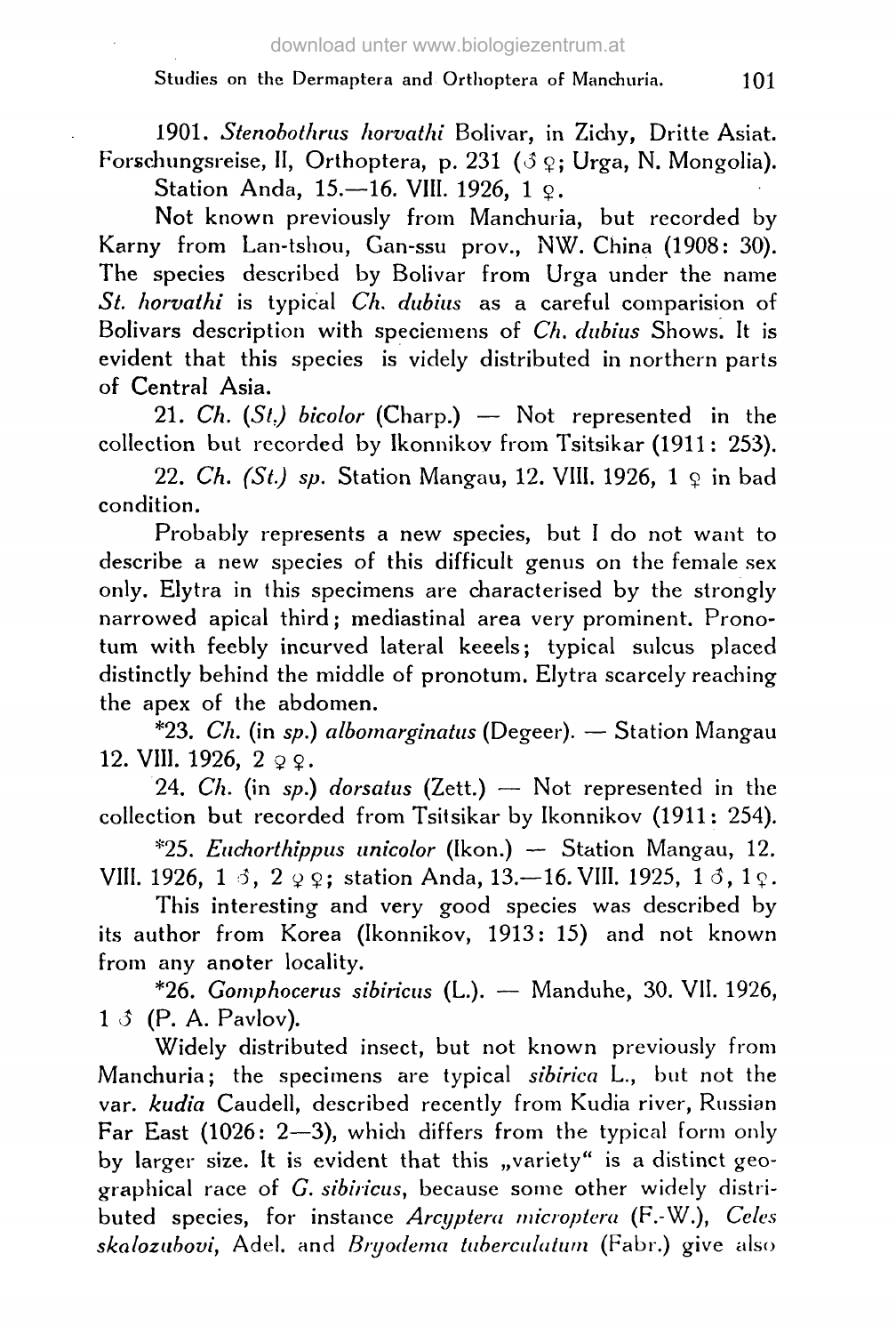1901. *Stenobothrus horvathi* Bolivar, in Zichy, Dritte Asiat. Forschungsreise, II, Orthoptera, p. 231 (♂ ♀; Urga, N. Mongolia).

Station Anda, 15.—16. VIII. 1926, 1 ♀.

Not known previously from Manchuria, but recorded by Karny from Lan-tshou, Gan-ssu prov., NW. China (1908: 30). The species described by Bolivar from Urga under the name *St. horvathi* is typical *Ch. dubius* as a careful comparision of Bolivars description with speciemens of *Ch. dubius* Shows. It is evident that this species is videly distributed in northern parts of Central Asia.

21. *Ch. (St.) bicolor* (Charp.) — Not represented in the collection but recorded by Ikonnikov from Tsitsikar (1911: 253).

22. *Ch. (St.) sp.* Station Mangau, 12. VIII. 1926, 1 ♀ in bad condition.

Probably represents a new species, but I do not want to describe a new species of this difficult genus on the female sex only. Elytra in this specimens are characterised by the strongly narrowed apical third; mediastinal area very prominent. Pronotum with feebly incurved lateral keeels; typical sulcus placed distinctly behind the middle of pronotum. Elytra scarcely reaching the apex of the abdomen.

*23. *Ch.* (in *sp.*) *albomarginatus* (Degeer). — Station Mangau 12. VIII. 1926, 2 ♀♀.

24. *Ch.* (in *sp.*) *dorsatus* (Zett.) — Not represented in the collection but recorded from Tsitsikar by Ikonnikov (1911: 254).

*25. *Euchorthippus unicolor* (Ikon.) — Station Mangau, 12. VIII. 1926, 1 ♂, 2 ♀♀; station Anda, 13.—16. VIII. 1925, 1 ♂, 1 ♀.

This interesting and very good species was described by its author from Korea (Ikonnikov, 1913: 15) and not known from any anoter locality.

*26. *Gomphocerus sibiricus* (L.). — Manduhe, 30. VII. 1926, 1 ♂ (P. A. Pavlov).

Widely distributed insect, but not known previously from Manchuria; the specimens are typical *sibirica* L., but not the var. *kudia* Caudell, described recently from Kudia river, Russian Far East (1026: 2—3), which differs from the typical form only by larger size. It is evident that this „variety" is a distinct geographical race of *G. sibiricus*, because some other widely distributed species, for instance *Arcyptera microptera* (F.-W.), *Celes skalozubovi*, Adel. and *Bryodema tuberculatum* (Fabr.) give also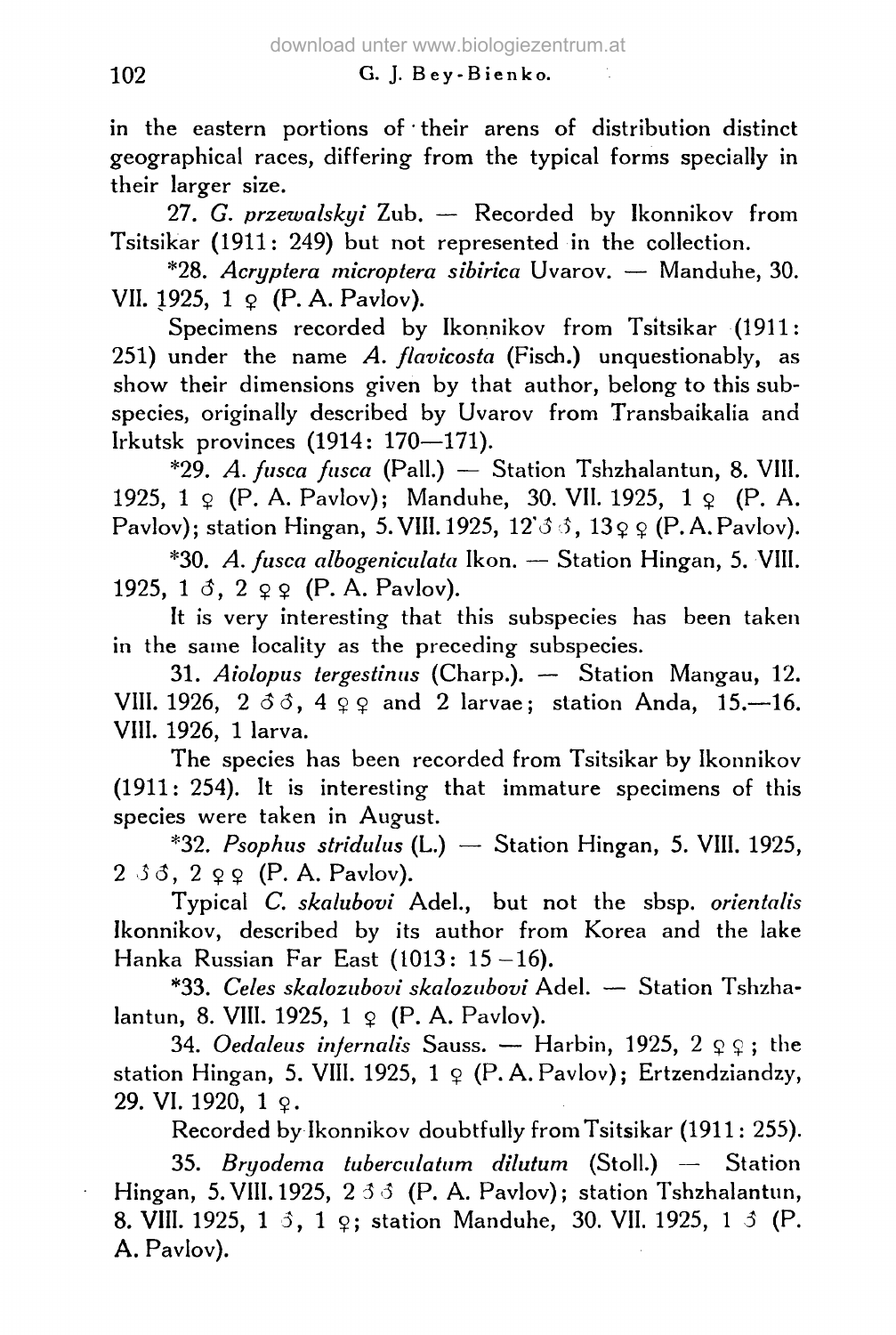in the eastern portions of their arens of distribution distinct geographical races, differing from the typical forms specially in their larger size.

27. *G. przewalskyi* Zub. — Recorded by Ikonnikov from Tsitsikar (1911: 249) but not represented in the collection.

*28. *Acryptera microptera sibirica* Uvarov. — Manduhe, 30. VII. 1925, 1 ♀ (P. A. Pavlov).

Specimens recorded by Ikonnikov from Tsitsikar (1911: 251) under the name *A. flavicosta* (Fisch.) unquestionably, as show their dimensions given by that author, belong to this subspecies, originally described by Uvarov from Transbaikalia and Irkutsk provinces (1914: 170—171).

*29. *A. fusca fusca* (Pall.) — Station Tshzhalantun, 8. VIII. 1925, 1 ♀ (P. A. Pavlov); Manduhe, 30. VII. 1925, 1 ♀ (P. A. Pavlov); station Hingan, 5. VIII. 1925, 12 ♂♂, 13 ♀♀ (P. A. Pavlov).

*30. *A. fusca albogeniculata* Ikon. — Station Hingan, 5. VIII. 1925, 1 ♂, 2 ♀♀ (P. A. Pavlov).

It is very interesting that this subspecies has been taken in the same locality as the preceding subspecies.

31. *Aiolopus tergestinus* (Charp.). — Station Mangau, 12. VIII. 1926, 2 ♂♂, 4 ♀♀ and 2 larvae; station Anda, 15.—16. VIII. 1926, 1 larva.

The species has been recorded from Tsitsikar by Ikonnikov (1911: 254). It is interesting that immature specimens of this species were taken in August.

*32. *Psophus stridulus* (L.) — Station Hingan, 5. VIII. 1925, 2 ♂♂, 2 ♀♀ (P. A. Pavlov).

Typical *C. skalubovi* Adel., but not the sbsp. *orientalis* Ikonnikov, described by its author from Korea and the lake Hanka Russian Far East (1013: 15—16).

*33. *Celes skalozubovi skalozubovi* Adel. — Station Tshzhalantun, 8. VIII. 1925, 1 ♀ (P. A. Pavlov).

34. *Oedaleus infernalis* Sauss. — Harbin, 1925, 2 ♀♀; the station Hingan, 5. VIII. 1925, 1 ♀ (P. A. Pavlov); Ertzendziandzy, 29. VI. 1920, 1 ♀.

Recorded by Ikonnikov doubtfully from Tsitsikar (1911: 255).

35. *Bryodema tuberculatum dilutum* (Stoll.) — Station Hingan, 5. VIII. 1925, 2 ♂♂ (P. A. Pavlov); station Tshzhalantun, 8. VIII. 1925, 1 ♂, 1 ♀; station Manduhe, 30. VII. 1925, 1 ♂ (P. A. Pavlov).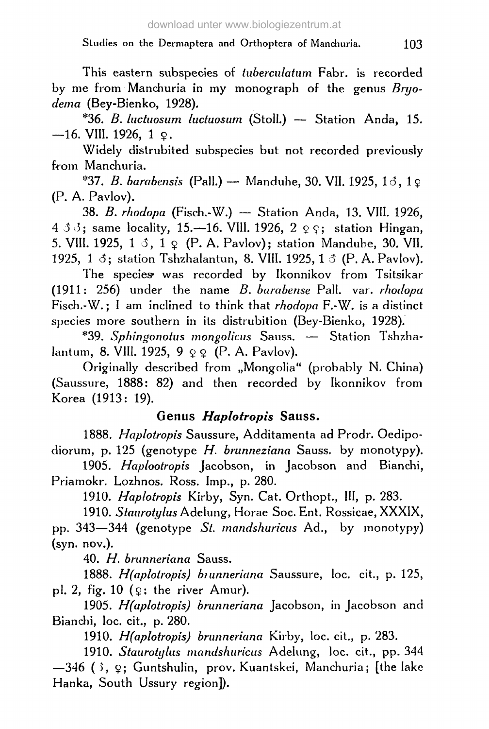This eastern subspecies of *tuberculatum* Fabr. is recorded by me from Manchuria in my monograph of the genus *Bryodema* (Bey-Bienko, 1928).

*36. *B. luctuosum luctuosum* (Stoll.) — Station Anda, 15.—16. VIII. 1926, 1 ♀.

Widely distrubited subspecies but not recorded previously from Manchuria.

*37. *B. barabensis* (Pall.) — Manduhe, 30. VII. 1925, 1♂, 1♀ (P. A. Pavlov).

38. *B. rhodopa* (Fisch.-W.) — Station Anda, 13. VIII. 1926, 4 ♂♂; same locality, 15.—16. VIII. 1926, 2 ♀♀; station Hingan, 5. VIII. 1925, 1 ♂, 1 ♀ (P. A. Pavlov); station Manduhe, 30. VII. 1925, 1 ♂; station Tshzhalantun, 8. VIII. 1925, 1 ♂ (P. A. Pavlov).

The species was recorded by Ikonnikov from Tsitsikar (1911: 256) under the name *B. barabense* Pall. var. *rhodopa* Fisch.-W.; I am inclined to think that *rhodopa* F.-W. is a distinct species more southern in its distrubition (Bey-Bienko, 1928).

*39. *Sphingonotus mongolicus* Sauss. — Station Tshzhalantum, 8. VIII. 1925, 9 ♀♀ (P. A. Pavlov).

Originally described from „Mongolia" (probably N. China) (Saussure, 1888: 82) and then recorded by Ikonnikov from Korea (1913: 19).

## Genus *Haplotropis* Sauss.

1888. *Haplotropis* Saussure, Additamenta ad Prodr. Oedipodiorum, p. 125 (genotype *H. brunneziana* Sauss. by monotypy).

1905. *Haplootropis* Jacobson, in Jacobson and Bianchi, Priamokr. Lozhnos. Ross. Imp., p. 280.

1910. *Haplotropis* Kirby, Syn. Cat. Orthopt., III, p. 283.

1910. *Staurotylus* Adelung, Horae Soc. Ent. Rossicae, XXXIX, pp. 343—344 (genotype *St. mandshuricus* Ad., by monotypy) (syn. nov.).

40. *H. brunneriana* Sauss.

1888. *H(aplotropis) brunneriana* Saussure, loc. cit., p. 125, pl. 2, fig. 10 (♀; the river Amur).

1905. *H(aplotropis) brunneriana* Jacobson, in Jacobson and Bianchi, loc. cit., p. 280.

1910. *H(aplotropis) brunneriana* Kirby, loc. cit., p. 283.

1910. *Staurotylus mandshuricus* Adelung, loc. cit., pp. 344—346 (♂, ♀; Guntshulin, prov. Kuantskei, Manchuria; [the lake Hanka, South Ussury region]).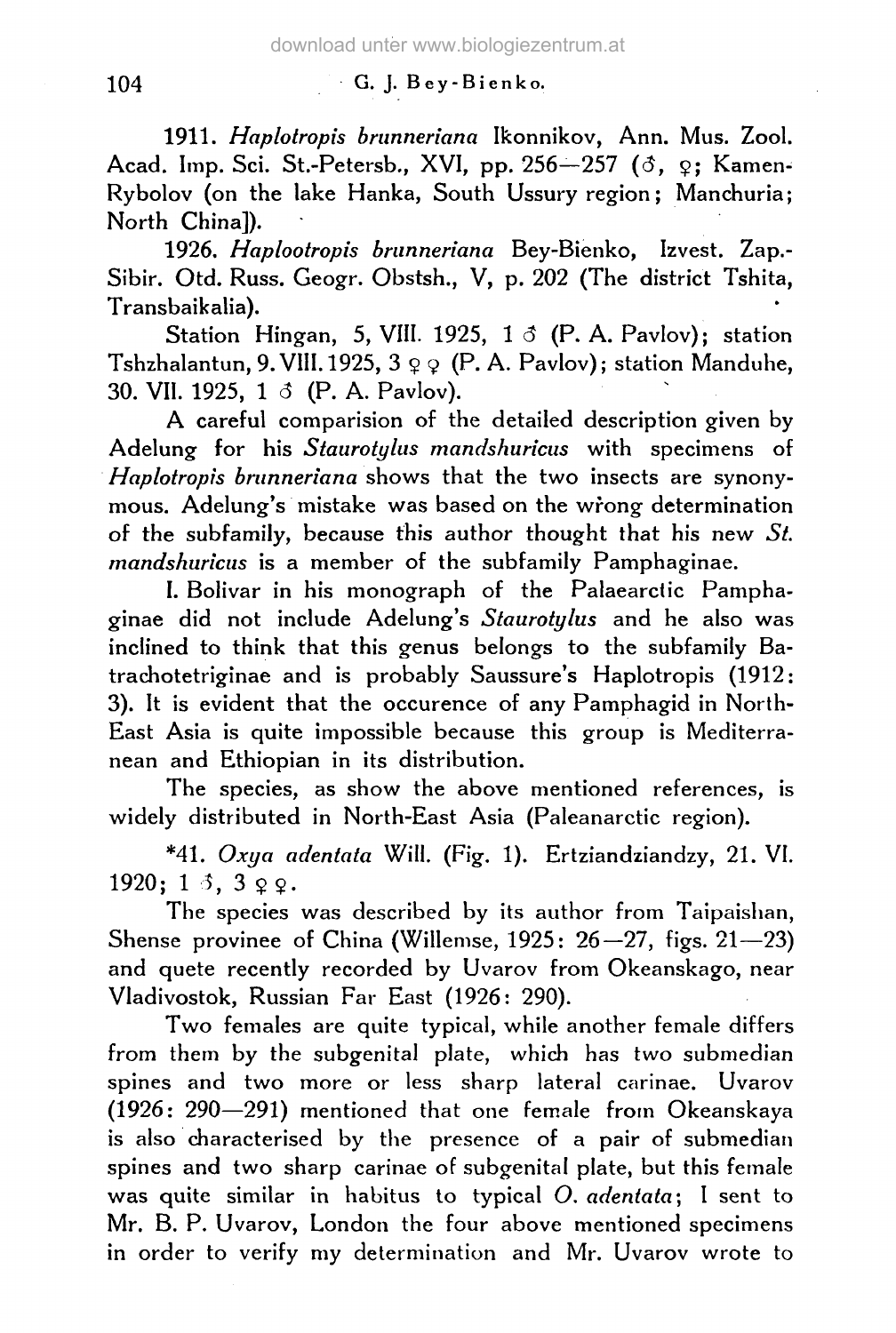1911. *Haplotropis brunneriana* Ikonnikov, Ann. Mus. Zool. Acad. Imp. Sci. St.-Petersb., XVI, pp. 256—257 (♂, ♀; Kamen-Rybolov (on the lake Hanka, South Ussury region; Manchuria; North China]).

1926. *Haplootropis brunneriana* Bey-Bienko, Izvest. Zap.-Sibir. Otd. Russ. Geogr. Obstsh., V, p. 202 (The district Tshita, Transbaikalia).

Station Hingan, 5, VIII. 1925, 1 ♂ (P. A. Pavlov); station Tshzhalantun, 9. VIII. 1925, 3 ♀♀ (P. A. Pavlov); station Manduhe, 30. VII. 1925, 1 ♂ (P. A. Pavlov).

A careful comparision of the detailed description given by Adelung for his *Staurotylus mandshuricus* with specimens of *Haplotropis brunneriana* shows that the two insects are synonymous. Adelung's mistake was based on the wrong determination of the subfamily, because this author thought that his new *St. mandshuricus* is a member of the subfamily Pamphaginae.

I. Bolivar in his monograph of the Palaearctic Pamphaginae did not include Adelung's *Staurotylus* and he also was inclined to think that this genus belongs to the subfamily Batrachotetriginae and is probably Saussure's Haplotropis (1912: 3). It is evident that the occurence of any Pamphagid in North-East Asia is quite impossible because this group is Mediterranean and Ethiopian in its distribution.

The species, as show the above mentioned references, is widely distributed in North-East Asia (Paleanarctic region).

*41. *Oxya adentata* Will. (Fig. 1). Ertziandziandzy, 21. VI. 1920; 1 ♂, 3 ♀♀.

The species was described by its author from Taipaishan, Shense provinee of China (Willemse, 1925: 26—27, figs. 21—23) and quete recently recorded by Uvarov from Okeanskago, near Vladivostok, Russian Far East (1926: 290).

Two females are quite typical, while another female differs from them by the subgenital plate, which has two submedian spines and two more or less sharp lateral carinae. Uvarov (1926: 290—291) mentioned that one female from Okeanskaya is also characterised by the presence of a pair of submedian spines and two sharp carinae of subgenital plate, but this female was quite similar in habitus to typical *O. adentata*; I sent to Mr. B. P. Uvarov, London the four above mentioned specimens in order to verify my determination and Mr. Uvarov wrote to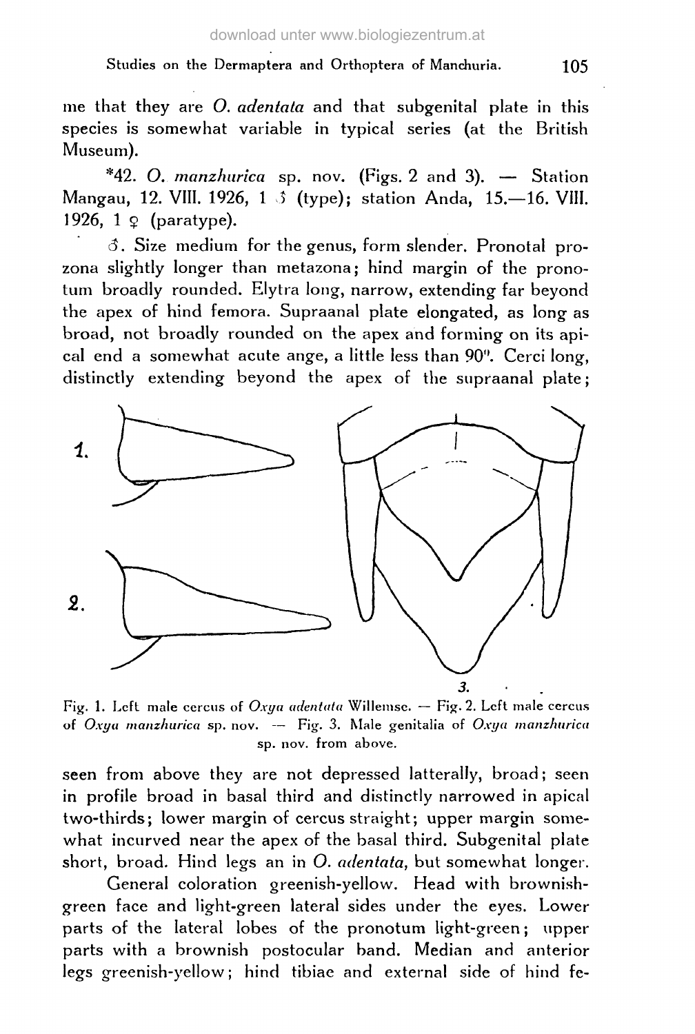me that they are *O. adentata* and that subgenital plate in this species is somewhat variable in typical series (at the British Museum).

*42. *O. manzhurica* sp. nov. (Figs. 2 and 3). — Station Mangau, 12. VIII. 1926, 1 ♂ (type); station Anda, 15.—16. VIII. 1926, 1 ♀ (paratype).

♂. Size medium for the genus, form slender. Pronotal prozona slightly longer than metazona; hind margin of the pronotum broadly rounded. Elytra long, narrow, extending far beyond the apex of hind femora. Supraanal plate elongated, as long as broad, not broadly rounded on the apex and forming on its apical end a somewhat acute ange, a little less than 90°. Cerci long, distinctly extending beyond the apex of the supraanal plate;

Fig. 1. Left male cercus of *Oxya adentata* Willemse. — Fig. 2. Left male cercus of *Oxya manzhurica* sp. nov. — Fig. 3. Male genitalia of *Oxya manzhurica* sp. nov. from above.

seen from above they are not depressed latterally, broad; seen in profile broad in basal third and distinctly narrowed in apical two-thirds; lower margin of cercus straight; upper margin somewhat incurved near the apex of the basal third. Subgenital plate short, broad. Hind legs an in *O. adentata*, but somewhat longer.

General coloration greenish-yellow. Head with brownish-green face and light-green lateral sides under the eyes. Lower parts of the lateral lobes of the pronotum light-green; upper parts with a brownish postocular band. Median and anterior legs greenish-yellow; hind tibiae and external side of hind fe-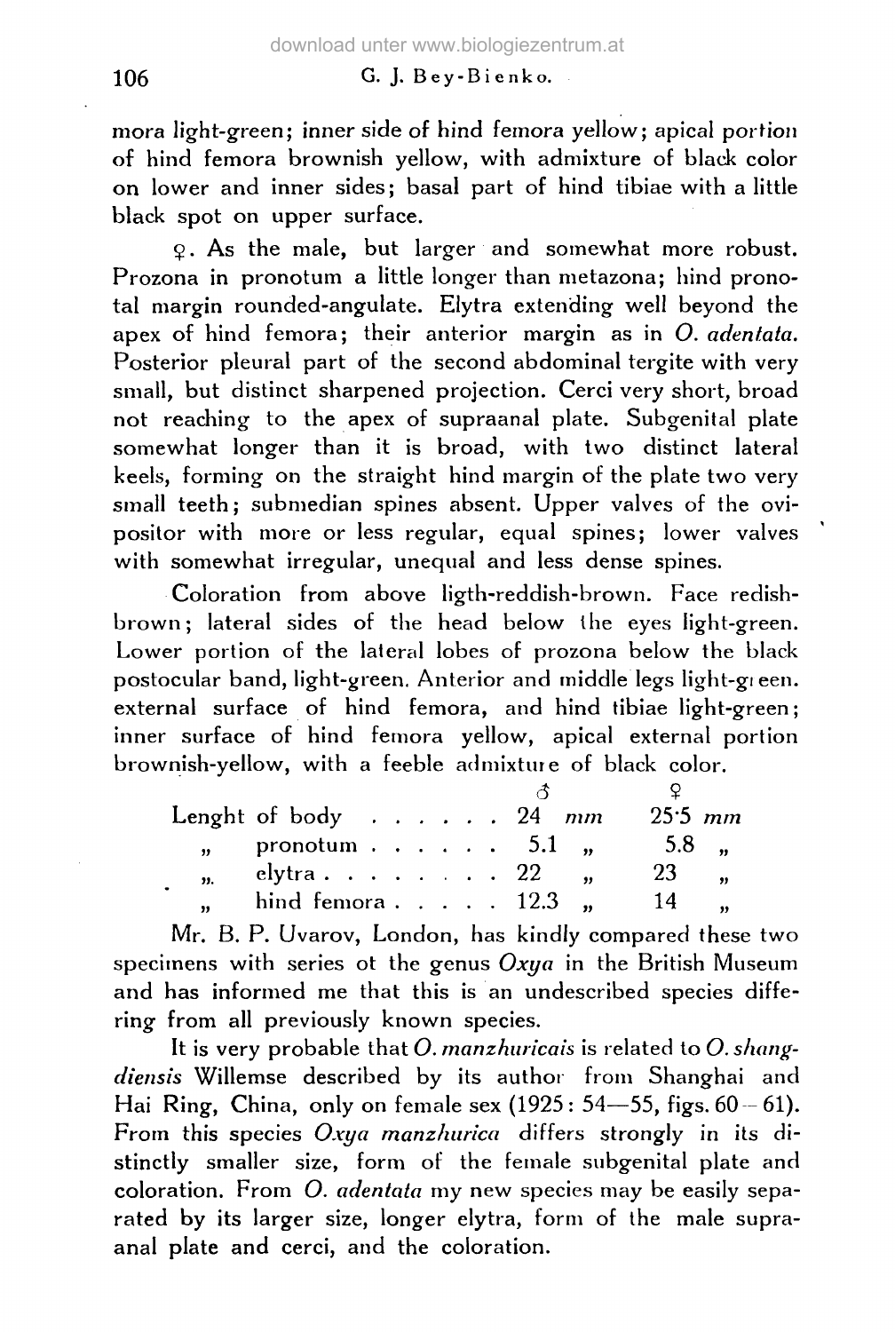mora light-green; inner side of hind femora yellow; apical portion of hind femora brownish yellow, with admixture of black color on lower and inner sides; basal part of hind tibiae with a little black spot on upper surface.

♀. As the male, but larger and somewhat more robust. Prozona in pronotum a little longer than metazona; hind pronotal margin rounded-angulate. Elytra extending well beyond the apex of hind femora; their anterior margin as in *O. adentata*. Posterior pleural part of the second abdominal tergite with very small, but distinct sharpened projection. Cerci very short, broad not reaching to the apex of supraanal plate. Subgenital plate somewhat longer than it is broad, with two distinct lateral keels, forming on the straight hind margin of the plate two very small teeth; submedian spines absent. Upper valves of the ovipositor with more or less regular, equal spines; lower valves with somewhat irregular, unequal and less dense spines.

Coloration from above ligth-reddish-brown. Face redish-brown; lateral sides of the head below the eyes light-green. Lower portion of the lateral lobes of prozona below the black postocular band, light-green. Anterior and middle legs light-green. external surface of hind femora, and hind tibiae light-green; inner surface of hind femora yellow, apical external portion brownish-yellow, with a feeble admixture of black color.

| | ♂ | ♀ |
|---|---|---|
| Lenght of body | 24 mm | 25·5 mm |
| „ pronotum | 5.1 „ | 5.8 „ |
| „ elytra | 22 „ | 23 „ |
| „ hind femora | 12.3 „ | 14 „ |

Mr. B. P. Uvarov, London, has kindly compared these two specimens with series ot the genus *Oxya* in the British Museum and has informed me that this is an undescribed species differing from all previously known species.

It is very probable that *O. manzhuricais* is related to *O. shangdiensis* Willemse described by its author from Shanghai and Hai Ring, China, only on female sex (1925: 54—55, figs. 60—61). From this species *Oxya manzhurica* differs strongly in its distinctly smaller size, form of the female subgenital plate and coloration. From *O. adentata* my new species may be easily separated by its larger size, longer elytra, form of the male supraanal plate and cerci, and the coloration.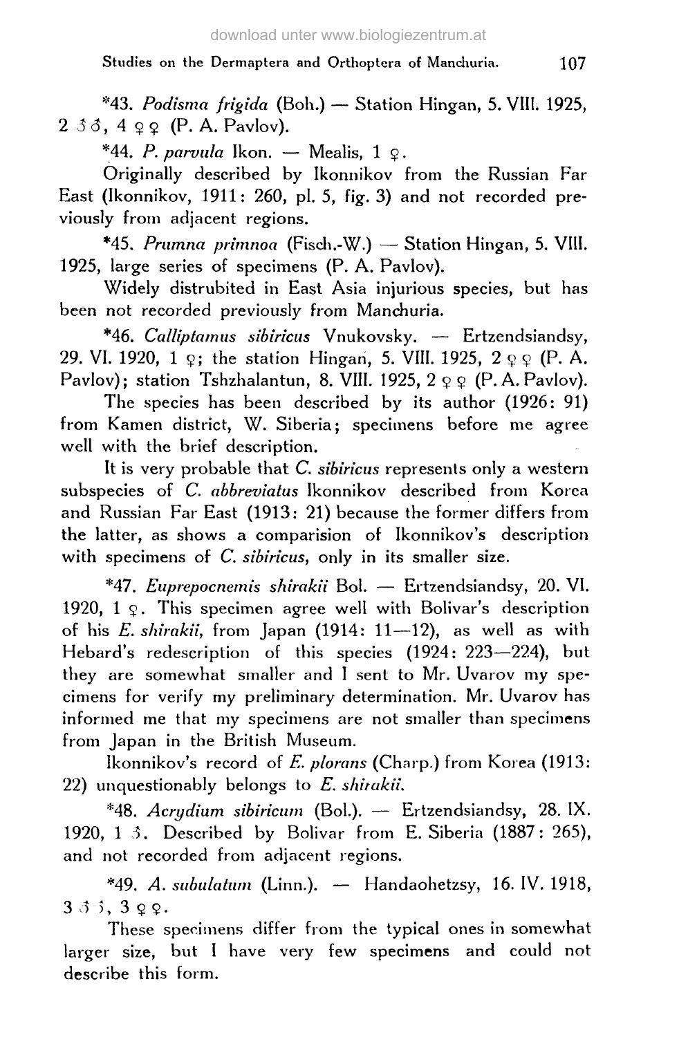*43. *Podisma frigida* (Boh.) — Station Hingan, 5. VIII. 1925, 2 ♂♂, 4 ♀♀ (P. A. Pavlov).

*44. *P. parvula* Ikon. — Mealis, 1 ♀.

Originally described by Ikonnikov from the Russian Far East (Ikonnikov, 1911: 260, pl. 5, fig. 3) and not recorded previously from adjacent regions.

*45. *Prumna primnoa* (Fisch.-W.) — Station Hingan, 5. VIII. 1925, large series of specimens (P. A. Pavlov).

Widely distrubited in East Asia injurious species, but has been not recorded previously from Manchuria.

*46. *Calliptamus sibiricus* Vnukovsky. — Ertzendsiandsy, 29. VI. 1920, 1 ♀; the station Hingan, 5. VIII. 1925, 2 ♀♀ (P. A. Pavlov); station Tshzhalantun, 8. VIII. 1925, 2 ♀♀ (P. A. Pavlov).

The species has been described by its author (1926: 91) from Kamen district, W. Siberia; specimens before me agree well with the brief description.

It is very probable that *C. sibiricus* represents only a western subspecies of *C. abbreviatus* Ikonnikov described from Korea and Russian Far East (1913: 21) because the former differs from the latter, as shows a comparision of Ikonnikov's description with specimens of *C. sibiricus*, only in its smaller size.

*47. *Euprepocnemis shirakii* Bol. — Ertzendsiandsy, 20. VI. 1920, 1 ♀. This specimen agree well with Bolivar's description of his *E. shirakii*, from Japan (1914: 11—12), as well as with Hebard's redescription of this species (1924: 223—224), but they are somewhat smaller and I sent to Mr. Uvarov my specimens for verify my preliminary determination. Mr. Uvarov has informed me that my specimens are not smaller than specimens from Japan in the British Museum.

Ikonnikov's record of *E. plorans* (Charp.) from Korea (1913: 22) unquestionably belongs to *E. shirakii*.

*48. *Acrydium sibiricum* (Bol.). — Ertzendsiandsy, 28. IX. 1920, 1 ♂. Described by Bolivar from E. Siberia (1887: 265), and not recorded from adjacent regions.

*49. *A. subulatum* (Linn.). — Handaohetzsy, 16. IV. 1918, 3 ♂♂, 3 ♀♀.

These specimens differ from the typical ones in somewhat larger size, but I have very few specimens and could not describe this form.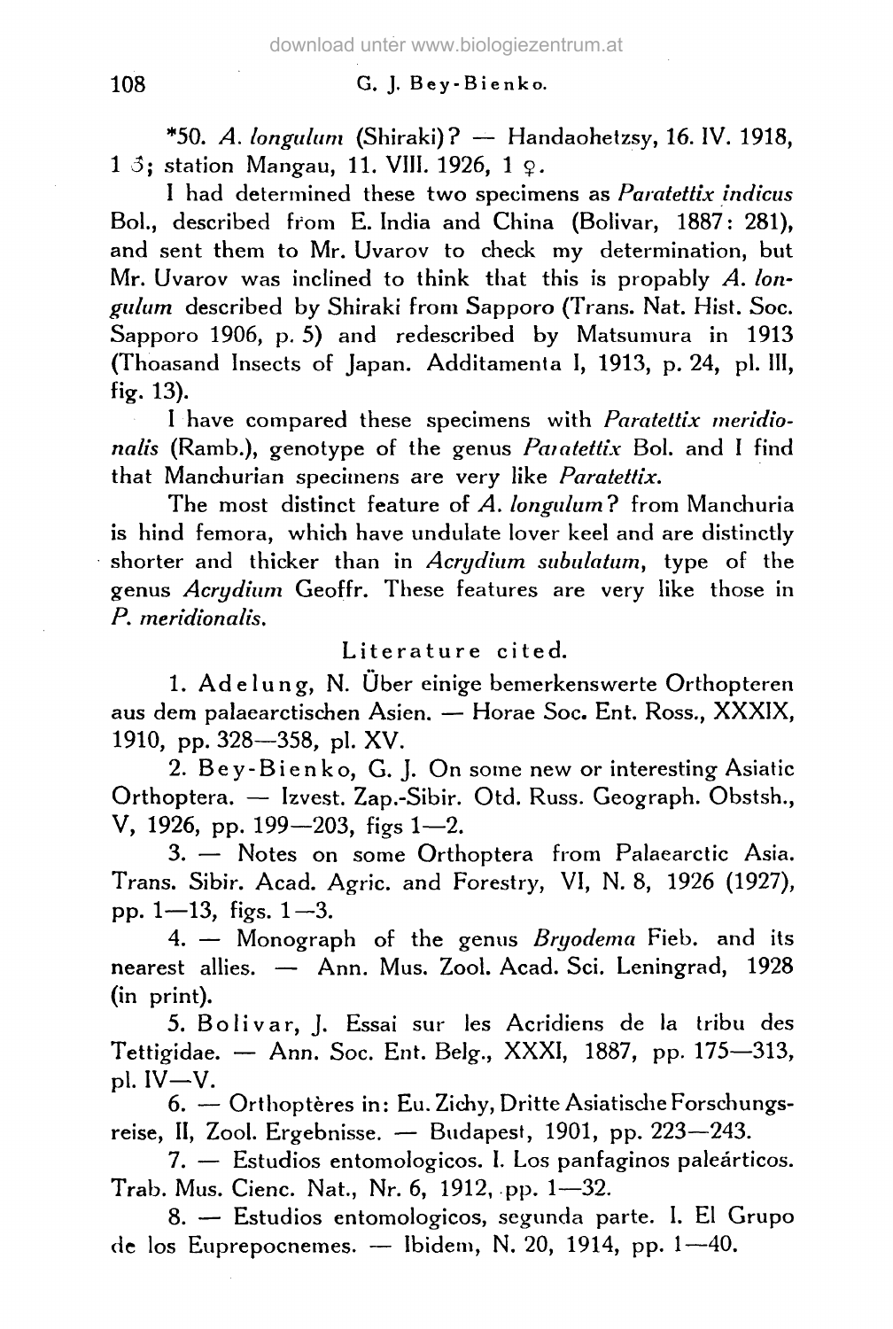*50. *A. longulum* (Shiraki)? — Handaohetzsy, 16. IV. 1918, 1 ♂; station Mangau, 11. VIII. 1926, 1 ♀.

I had determined these two specimens as *Paratettix indicus* Bol., described from E. India and China (Bolivar, 1887: 281), and sent them to Mr. Uvarov to check my determination, but Mr. Uvarov was inclined to think that this is propably *A. longulum* described by Shiraki from Sapporo (Trans. Nat. Hist. Soc. Sapporo 1906, p. 5) and redescribed by Matsumura in 1913 (Thoasand Insects of Japan. Additamenta I, 1913, p. 24, pl. III, fig. 13).

I have compared these specimens with *Paratettix meridionalis* (Ramb.), genotype of the genus *Paratettix* Bol. and I find that Manchurian specimens are very like *Paratettix*.

The most distinct feature of *A. longulum*? from Manchuria is hind femora, which have undulate lover keel and are distinctly shorter and thicker than in *Acrydium subulatum*, type of the genus *Acrydium* Geoffr. These features are very like those in *P. meridionalis*.

## Literature cited.

1. Adelung, N. Über einige bemerkenswerte Orthopteren aus dem palaearctischen Asien. — Horae Soc. Ent. Ross., XXXIX, 1910, pp. 328—358, pl. XV.

2. Bey-Bienko, G. J. On some new or interesting Asiatic Orthoptera. — Izvest. Zap.-Sibir. Otd. Russ. Geograph. Obstsh., V, 1926, pp. 199—203, figs 1—2.

3. — Notes on some Orthoptera from Palaearctic Asia. Trans. Sibir. Acad. Agric. and Forestry, VI, N. 8, 1926 (1927), pp. 1—13, figs. 1—3.

4. — Monograph of the genus *Bryodema* Fieb. and its nearest allies. — Ann. Mus. Zool. Acad. Sci. Leningrad, 1928 (in print).

5. Bolivar, J. Essai sur les Acridiens de la tribu des Tettigidae. — Ann. Soc. Ent. Belg., XXXI, 1887, pp. 175—313, pl. IV—V.

6. — Orthoptères in: Eu. Zichy, Dritte Asiatische Forschungsreise, II, Zool. Ergebnisse. — Budapest, 1901, pp. 223—243.

7. — Estudios entomologicos. I. Los panfaginos paleárticos. Trab. Mus. Cienc. Nat., Nr. 6, 1912, pp. 1—32.

8. — Estudios entomologicos, segunda parte. I. El Grupo de los Euprepocnemes. — Ibidem, N. 20, 1914, pp. 1—40.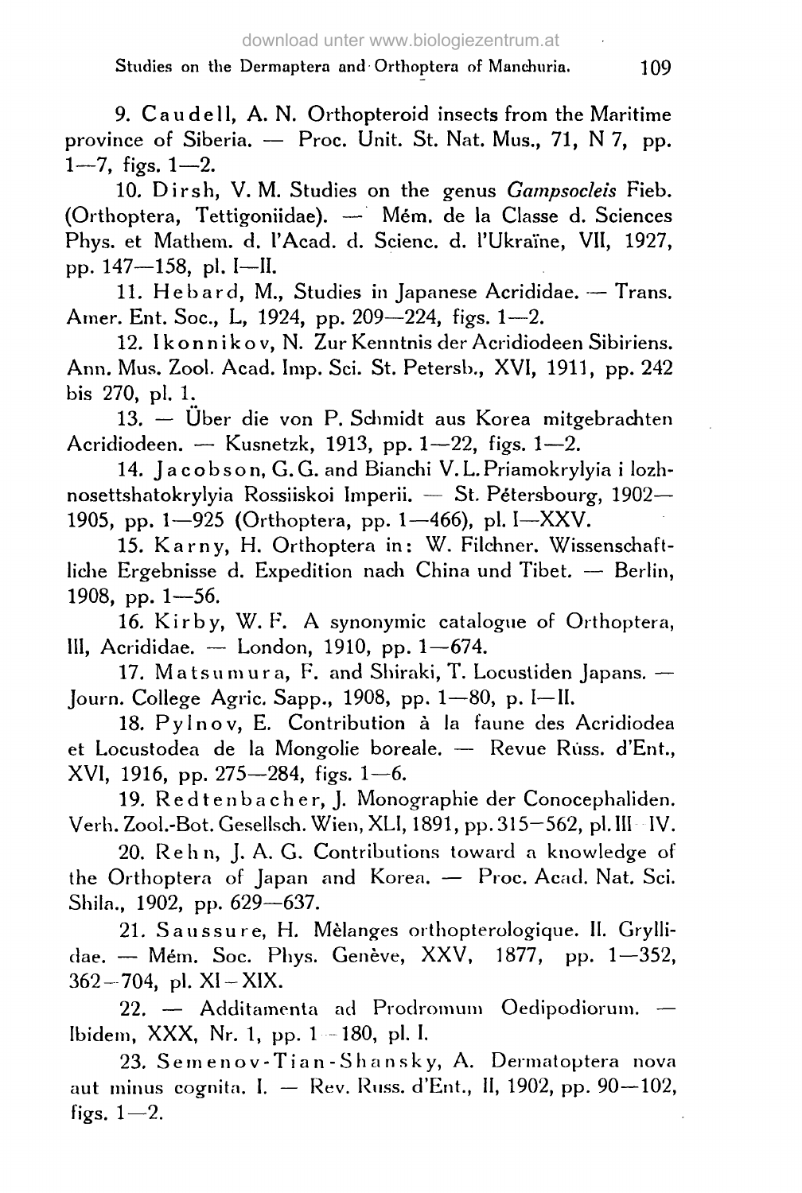9. Caudell, A. N. Orthopteroid insects from the Maritime province of Siberia. — Proc. Unit. St. Nat. Mus., 71, N 7, pp. 1—7, figs. 1—2.

10. Dirsh, V. M. Studies on the genus *Gampsocleis* Fieb. (Orthoptera, Tettigoniidae). — Mém. de la Classe d. Sciences Phys. et Mathem. d. l'Acad. d. Scienc. d. l'Ukraïne, VII, 1927, pp. 147—158, pl. I—II.

11. Hebard, M., Studies in Japanese Acrididae. — Trans. Amer. Ent. Soc., L, 1924, pp. 209—224, figs. 1—2.

12. Ikonnikov, N. Zur Kenntnis der Acridiodeen Sibiriens. Ann. Mus. Zool. Acad. Imp. Sci. St. Petersb., XVI, 1911, pp. 242 bis 270, pl. 1.

13. — Über die von P. Schmidt aus Korea mitgebrachten Acridiodeen. — Kusnetzk, 1913, pp. 1—22, figs. 1—2.

14. Jacobson, G. G. and Bianchi V. L. Priamokrylyia i lozhnosettshatokrylyia Rossiiskoi Imperii. — St. Pétersbourg, 1902—1905, pp. 1—925 (Orthoptera, pp. 1—466), pl. I—XXV.

15. Karny, H. Orthoptera in: W. Filchner. Wissenschaftliche Ergebnisse d. Expedition nach China und Tibet. — Berlin, 1908, pp. 1—56.

16. Kirby, W. F. A synonymic catalogue of Orthoptera, III, Acrididae. — London, 1910, pp. 1—674.

17. Matsumura, F. and Shiraki, T. Locustiden Japans. — Journ. College Agric. Sapp., 1908, pp. 1—80, p. I—II.

18. Pylnov, E. Contribution à la faune des Acridiodea et Locustodea de la Mongolie boreale. — Revue Rùss. d'Ent., XVI, 1916, pp. 275—284, figs. 1—6.

19. Redtenbacher, J. Monographie der Conocephaliden. Verh. Zool.-Bot. Gesellsch. Wien, XLI, 1891, pp. 315—562, pl. III—IV.

20. Rehn, J. A. G. Contributions toward a knowledge of the Orthoptera of Japan and Korea. — Proc. Acad. Nat. Sci. Shila., 1902, pp. 629—637.

21. Saussure, H. Mèlanges orthopterologique. II. Gryllidae. — Mém. Soc. Phys. Genève, XXV, 1877, pp. 1—352, 362—704, pl. XI—XIX.

22. — Additamenta ad Prodromum Oedipodiorum. — Ibidem, XXX, Nr. 1, pp. 1—180, pl. I.

23. Semenov-Tian-Shansky, A. Dermatoptera nova aut minus cognita. I. — Rev. Russ. d'Ent., II, 1902, pp. 90—102, figs. 1—2.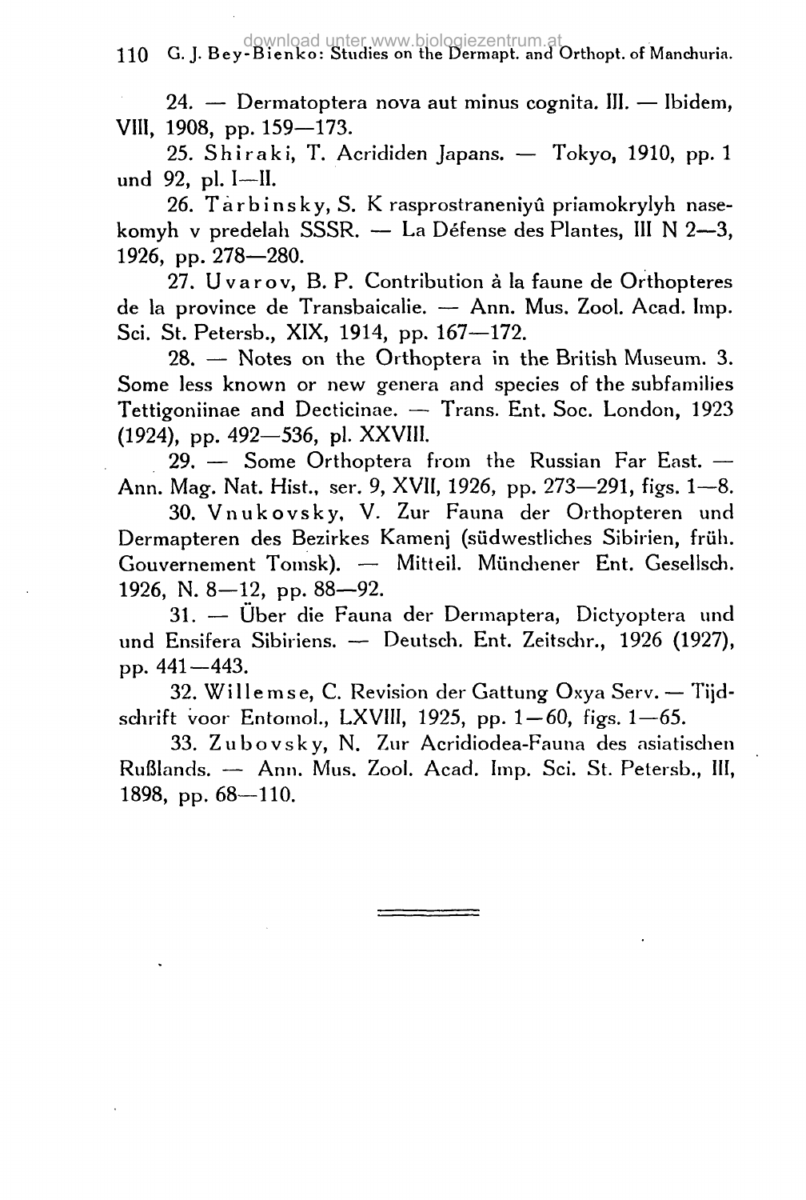24. — Dermatoptera nova aut minus cognita. III. — Ibidem, VIII, 1908, pp. 159—173.

25. Shiraki, T. Acrididen Japans. — Tokyo, 1910, pp. 1 und 92, pl. I—II.

26. Tarbinsky, S. K rasprostraneniyû priamokrylyh nasekomyh v predelah SSSR. — La Défense des Plantes, III N 2—3, 1926, pp. 278—280.

27. Uvarov, B. P. Contribution à la faune de Orthopteres de la province de Transbaicalie. — Ann. Mus. Zool. Acad. Imp. Sci. St. Petersb., XIX, 1914, pp. 167—172.

28. — Notes on the Orthoptera in the British Museum. 3. Some less known or new genera and species of the subfamilies Tettigoniinae and Decticinae. — Trans. Ent. Soc. London, 1923 (1924), pp. 492—536, pl. XXVIII.

29. — Some Orthoptera from the Russian Far East. — Ann. Mag. Nat. Hist., ser. 9, XVII, 1926, pp. 273—291, figs. 1—8.

30. Vnukovsky, V. Zur Fauna der Orthopteren und Dermapteren des Bezirkes Kamenj (südwestliches Sibirien, früh. Gouvernement Tomsk). — Mitteil. Münchener Ent. Gesellsch. 1926, N. 8—12, pp. 88—92.

31. — Über die Fauna der Dermaptera, Dictyoptera und und Ensifera Sibiriens. — Deutsch. Ent. Zeitschr., 1926 (1927), pp. 441—443.

32. Willemse, C. Revision der Gattung Oxya Serv. — Tijdschrift voor Entomol., LXVIII, 1925, pp. 1—60, figs. 1—65.

33. Zubovsky, N. Zur Acridiodea-Fauna des asiatischen Rußlands. — Ann. Mus. Zool. Acad. Imp. Sci. St. Petersb., III, 1898, pp. 68—110.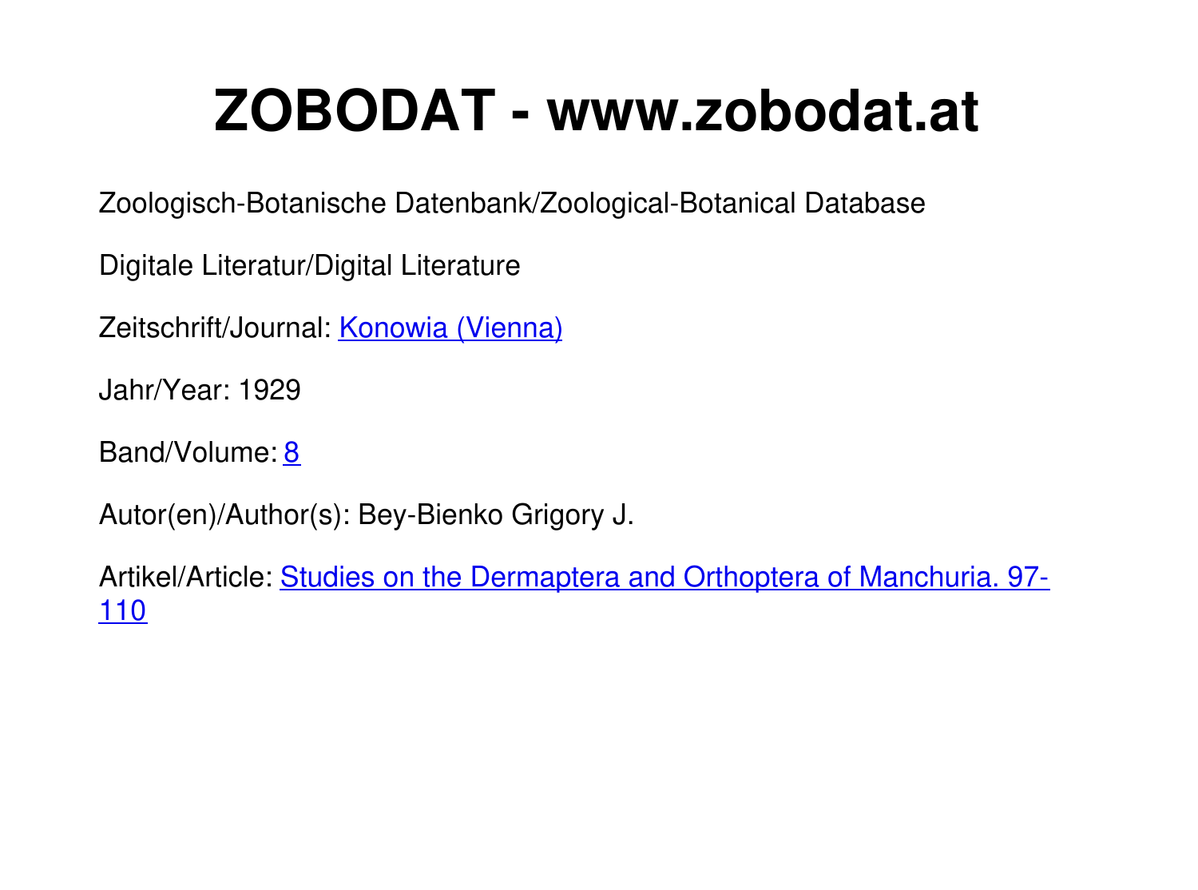# ZOBODAT - www.zobodat.at

Zoologisch-Botanische Datenbank/Zoological-Botanical Database

Digitale Literatur/Digital Literature

Zeitschrift/Journal: Konowia (Vienna)

Jahr/Year: 1929

Band/Volume: 8

Autor(en)/Author(s): Bey-Bienko Grigory J.

Artikel/Article: Studies on the Dermaptera and Orthoptera of Manchuria. 97-110